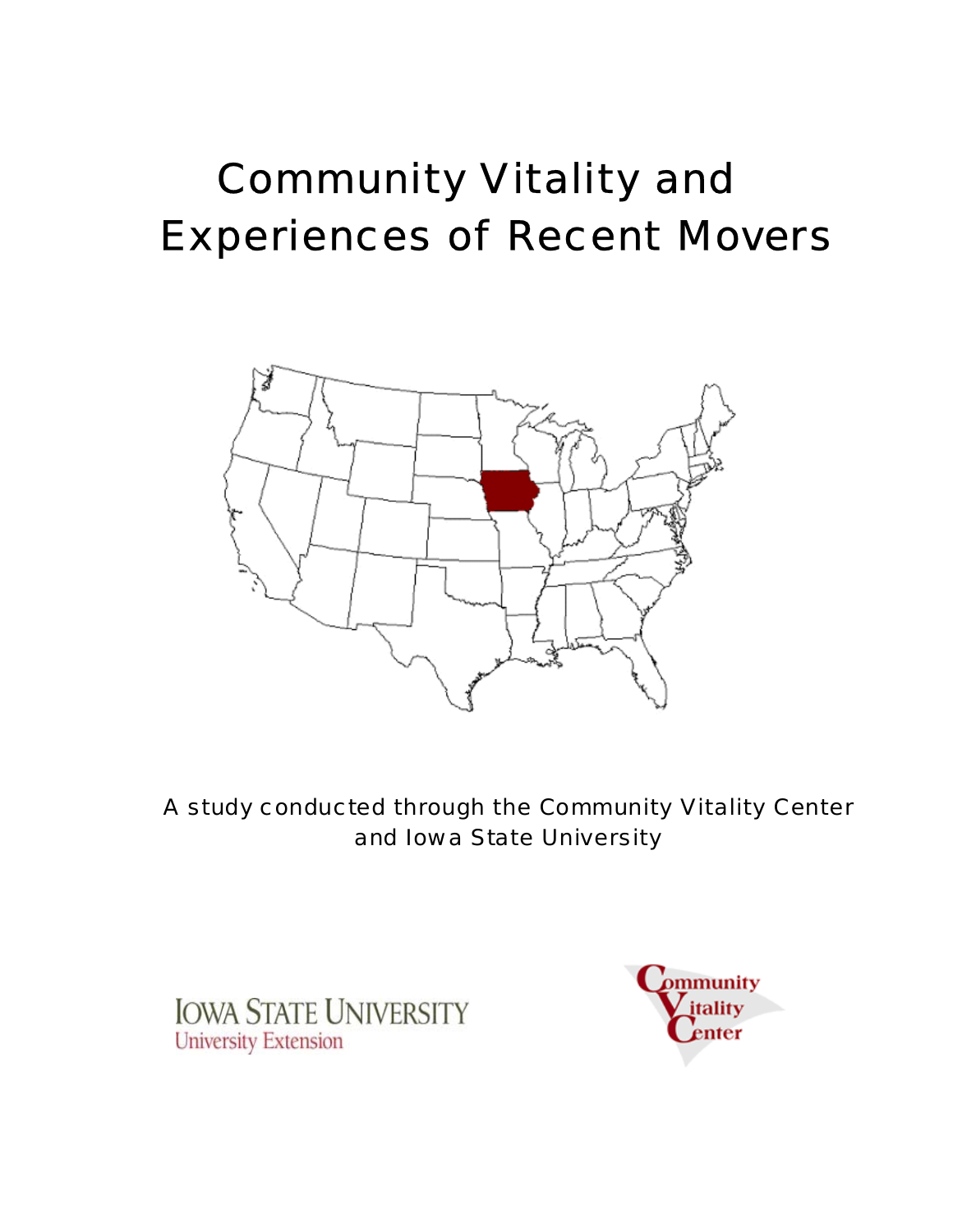# Community Vitality and Experiences of Recent Movers

A study conducted through the Community Vitality Center and Iowa State University

IOWA STATE UNIVERSITY
University Extension

Community Vitality Center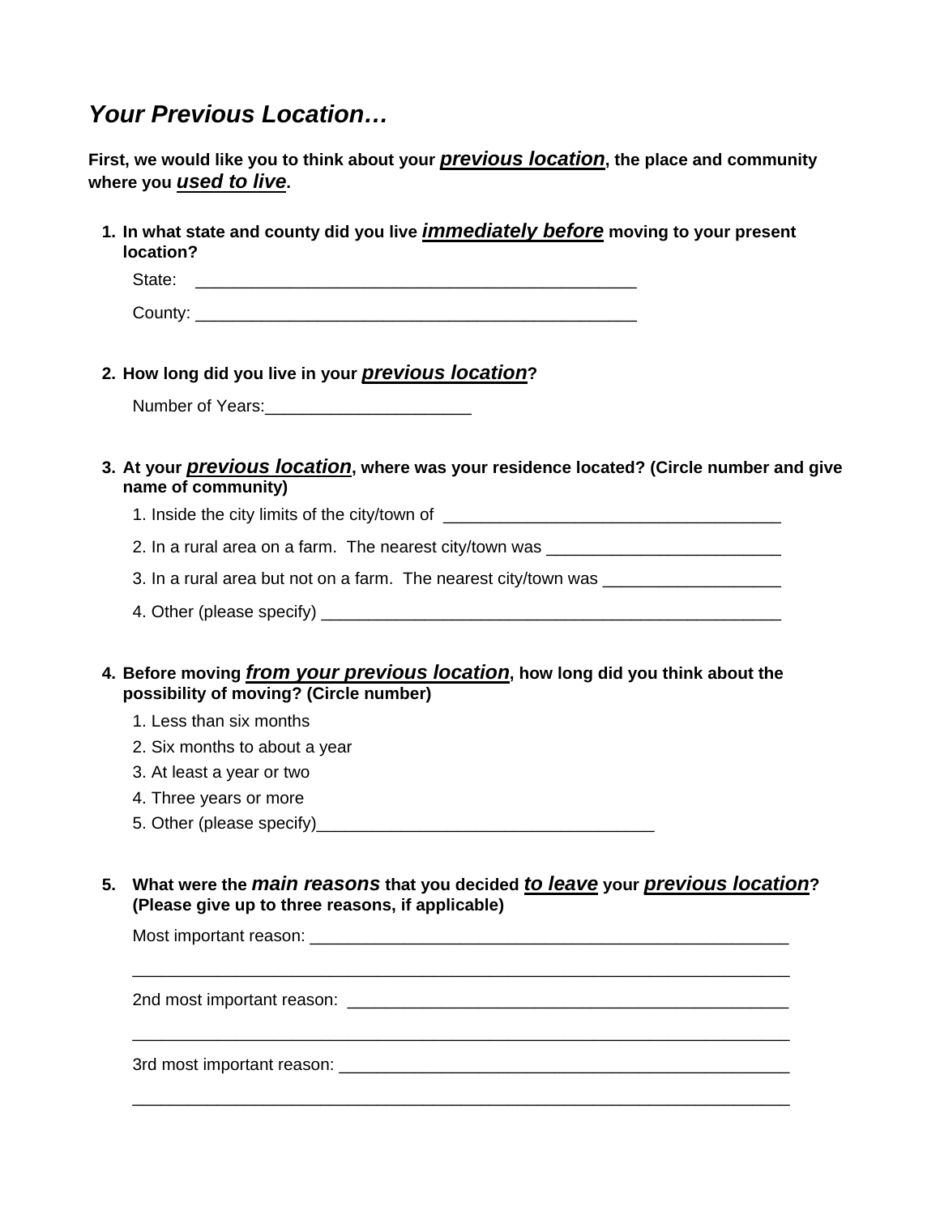## *Your Previous Location…*

**First, we would like you to think about your *previous location*, the place and community where you *used to live*.**

1. **In what state and county did you live *immediately before* moving to your present location?**

   State: ________________________________________________

   County: ________________________________________________

2. **How long did you live in your *previous location*?**

   Number of Years:______________________

3. **At your *previous location*, where was your residence located? (Circle number and give name of community)**

   1. Inside the city limits of the city/town of ____________________________________
   2. In a rural area on a farm. The nearest city/town was _________________________
   3. In a rural area but not on a farm. The nearest city/town was ___________________
   4. Other (please specify) __________________________________________________

4. **Before moving *from your previous location*, how long did you think about the possibility of moving? (Circle number)**

   1. Less than six months
   2. Six months to about a year
   3. At least a year or two
   4. Three years or more
   5. Other (please specify)____________________________________

5. **What were the *main reasons* that you decided *to leave* your *previous location*? (Please give up to three reasons, if applicable)**

   Most important reason: ______________________________________________________

   _________________________________________________________________________

   2nd most important reason: ________________________________________________

   _________________________________________________________________________

   3rd most important reason: _________________________________________________

   _________________________________________________________________________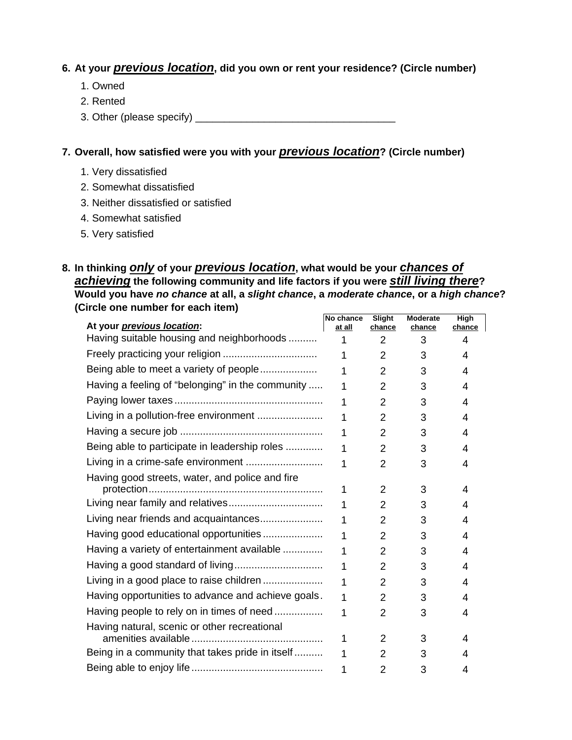**6. At your *previous location*, did you own or rent your residence? (Circle number)**

1. Owned
2. Rented
3. Other (please specify) ___________________________________

**7. Overall, how satisfied were you with your *previous location*? (Circle number)**

1. Very dissatisfied
2. Somewhat dissatisfied
3. Neither dissatisfied or satisfied
4. Somewhat satisfied
5. Very satisfied

**8. In thinking *only* of your *previous location*, what would be your *chances of achieving* the following community and life factors if you were *still living there*? Would you have *no chance* at all, a *slight chance*, a *moderate chance*, or a *high chance*? (Circle one number for each item)**

| At your *previous location*: | No chance at all | Slight chance | Moderate chance | High chance |
|---|---|---|---|---|
| Having suitable housing and neighborhoods | 1 | 2 | 3 | 4 |
| Freely practicing your religion | 1 | 2 | 3 | 4 |
| Being able to meet a variety of people | 1 | 2 | 3 | 4 |
| Having a feeling of "belonging" in the community | 1 | 2 | 3 | 4 |
| Paying lower taxes | 1 | 2 | 3 | 4 |
| Living in a pollution-free environment | 1 | 2 | 3 | 4 |
| Having a secure job | 1 | 2 | 3 | 4 |
| Being able to participate in leadership roles | 1 | 2 | 3 | 4 |
| Living in a crime-safe environment | 1 | 2 | 3 | 4 |
| Having good streets, water, and police and fire protection | 1 | 2 | 3 | 4 |
| Living near family and relatives | 1 | 2 | 3 | 4 |
| Living near friends and acquaintances | 1 | 2 | 3 | 4 |
| Having good educational opportunities | 1 | 2 | 3 | 4 |
| Having a variety of entertainment available | 1 | 2 | 3 | 4 |
| Having a good standard of living | 1 | 2 | 3 | 4 |
| Living in a good place to raise children | 1 | 2 | 3 | 4 |
| Having opportunities to advance and achieve goals | 1 | 2 | 3 | 4 |
| Having people to rely on in times of need | 1 | 2 | 3 | 4 |
| Having natural, scenic or other recreational amenities available | 1 | 2 | 3 | 4 |
| Being in a community that takes pride in itself | 1 | 2 | 3 | 4 |
| Being able to enjoy life | 1 | 2 | 3 | 4 |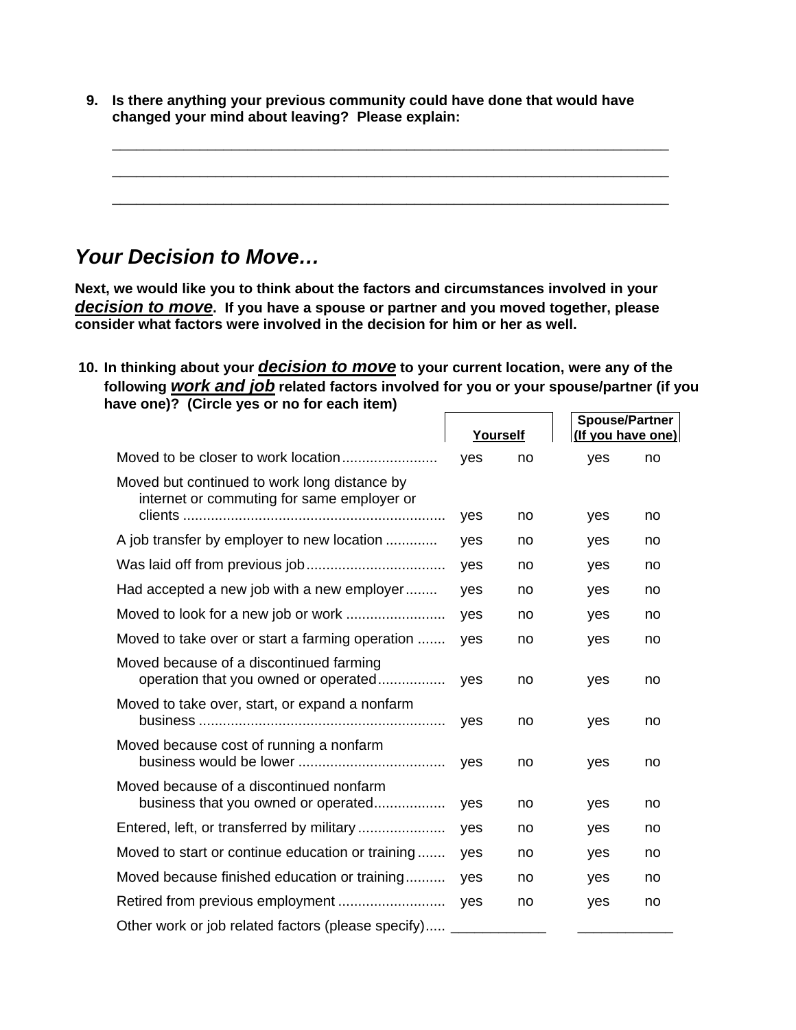**9. Is there anything your previous community could have done that would have changed your mind about leaving? Please explain:**

\_\_\_\_\_\_\_\_\_\_\_\_\_\_\_\_\_\_\_\_\_\_\_\_\_\_\_\_\_\_\_\_\_\_\_\_\_\_\_\_\_\_\_\_\_\_\_\_\_\_\_\_\_\_\_\_\_\_\_\_\_\_\_\_\_\_\_\_

\_\_\_\_\_\_\_\_\_\_\_\_\_\_\_\_\_\_\_\_\_\_\_\_\_\_\_\_\_\_\_\_\_\_\_\_\_\_\_\_\_\_\_\_\_\_\_\_\_\_\_\_\_\_\_\_\_\_\_\_\_\_\_\_\_\_\_\_

\_\_\_\_\_\_\_\_\_\_\_\_\_\_\_\_\_\_\_\_\_\_\_\_\_\_\_\_\_\_\_\_\_\_\_\_\_\_\_\_\_\_\_\_\_\_\_\_\_\_\_\_\_\_\_\_\_\_\_\_\_\_\_\_\_\_\_\_

## *Your Decision to Move…*

**Next, we would like you to think about the factors and circumstances involved in your *decision to move*. If you have a spouse or partner and you moved together, please consider what factors were involved in the decision for him or her as well.**

**10. In thinking about your *decision to move* to your current location, were any of the following *work and job* related factors involved for you or your spouse/partner (if you have one)? (Circle yes or no for each item)**

| | Yourself | | Spouse/Partner (If you have one) | |
|---|---|---|---|---|
| Moved to be closer to work location | yes | no | yes | no |
| Moved but continued to work long distance by internet or commuting for same employer or clients | yes | no | yes | no |
| A job transfer by employer to new location | yes | no | yes | no |
| Was laid off from previous job | yes | no | yes | no |
| Had accepted a new job with a new employer | yes | no | yes | no |
| Moved to look for a new job or work | yes | no | yes | no |
| Moved to take over or start a farming operation | yes | no | yes | no |
| Moved because of a discontinued farming operation that you owned or operated | yes | no | yes | no |
| Moved to take over, start, or expand a nonfarm business | yes | no | yes | no |
| Moved because cost of running a nonfarm business would be lower | yes | no | yes | no |
| Moved because of a discontinued nonfarm business that you owned or operated | yes | no | yes | no |
| Entered, left, or transferred by military | yes | no | yes | no |
| Moved to start or continue education or training | yes | no | yes | no |
| Moved because finished education or training | yes | no | yes | no |
| Retired from previous employment | yes | no | yes | no |
| Other work or job related factors (please specify) | \_\_\_\_\_\_\_\_\_\_\_\_ | | \_\_\_\_\_\_\_\_\_\_\_\_ | |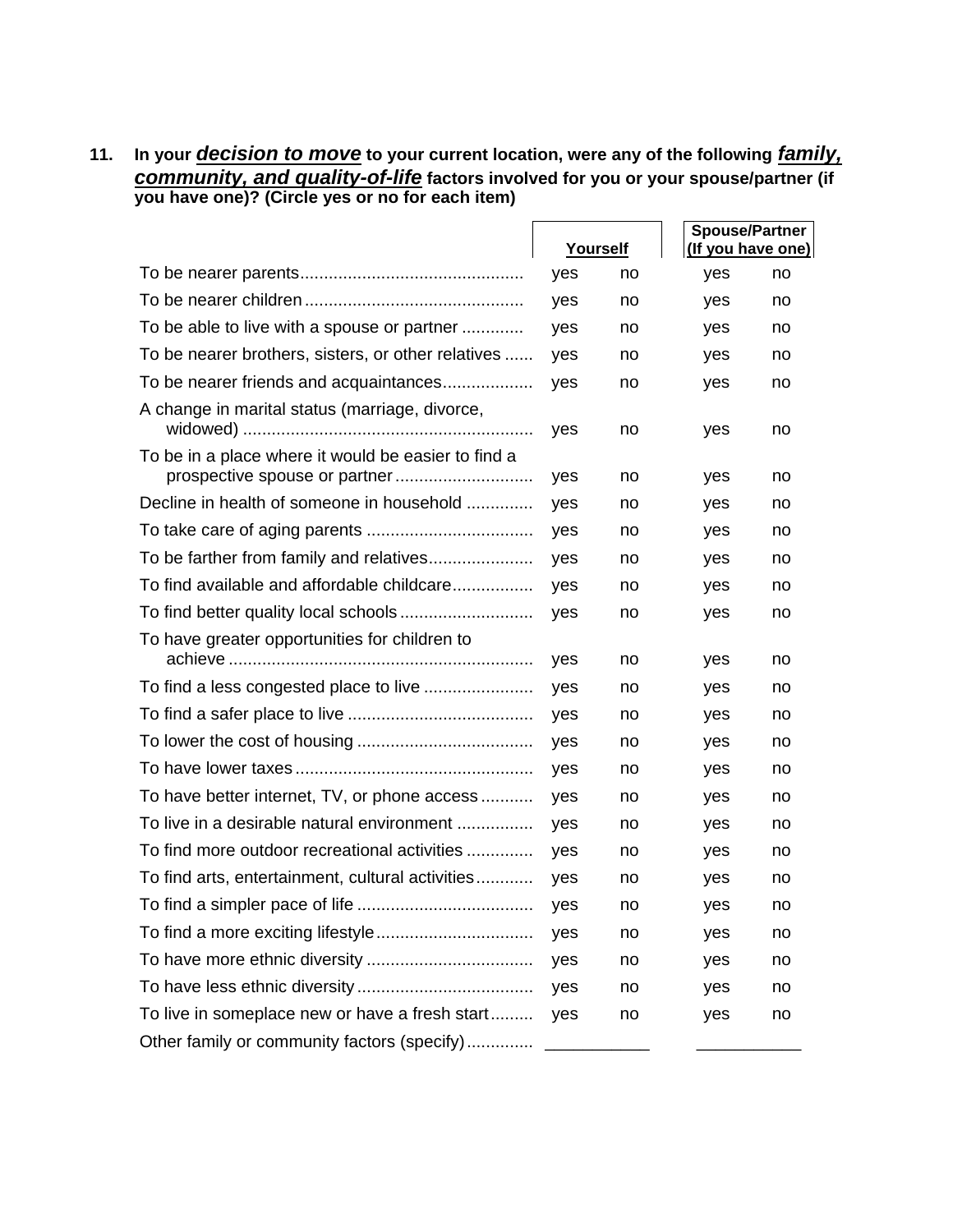**11. In your *decision to move* to your current location, were any of the following *family, community, and quality-of-life* factors involved for you or your spouse/partner (if you have one)? (Circle yes or no for each item)**

| | Yourself | | Spouse/Partner (If you have one) | |
|---|---|---|---|---|
| To be nearer parents | yes | no | yes | no |
| To be nearer children | yes | no | yes | no |
| To be able to live with a spouse or partner | yes | no | yes | no |
| To be nearer brothers, sisters, or other relatives | yes | no | yes | no |
| To be nearer friends and acquaintances | yes | no | yes | no |
| A change in marital status (marriage, divorce, widowed) | yes | no | yes | no |
| To be in a place where it would be easier to find a prospective spouse or partner | yes | no | yes | no |
| Decline in health of someone in household | yes | no | yes | no |
| To take care of aging parents | yes | no | yes | no |
| To be farther from family and relatives | yes | no | yes | no |
| To find available and affordable childcare | yes | no | yes | no |
| To find better quality local schools | yes | no | yes | no |
| To have greater opportunities for children to achieve | yes | no | yes | no |
| To find a less congested place to live | yes | no | yes | no |
| To find a safer place to live | yes | no | yes | no |
| To lower the cost of housing | yes | no | yes | no |
| To have lower taxes | yes | no | yes | no |
| To have better internet, TV, or phone access | yes | no | yes | no |
| To live in a desirable natural environment | yes | no | yes | no |
| To find more outdoor recreational activities | yes | no | yes | no |
| To find arts, entertainment, cultural activities | yes | no | yes | no |
| To find a simpler pace of life | yes | no | yes | no |
| To find a more exciting lifestyle | yes | no | yes | no |
| To have more ethnic diversity | yes | no | yes | no |
| To have less ethnic diversity | yes | no | yes | no |
| To live in someplace new or have a fresh start | yes | no | yes | no |
| Other family or community factors (specify) | ___________ | | ___________ | |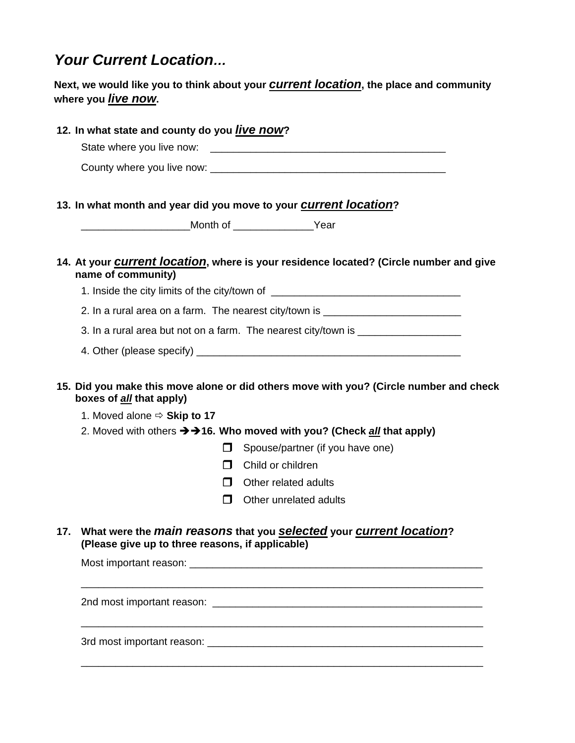## *Your Current Location...*

**Next, we would like you to think about your *<u>current location</u>*, the place and community where you *<u>live now</u>*.**

**12. In what state and county do you *<u>live now</u>*?**

State where you live now: ________________________________________

County where you live now: ________________________________________

**13. In what month and year did you move to your *<u>current location</u>*?**

__________________Month of ______________Year

**14. At your *<u>current location</u>*, where is your residence located? (Circle number and give name of community)**

1. Inside the city limits of the city/town of ________________________________
2. In a rural area on a farm. The nearest city/town is ________________________
3. In a rural area but not on a farm. The nearest city/town is __________________
4. Other (please specify) ______________________________________________

**15. Did you make this move alone or did others move with you? (Circle number and check boxes of *<u>all</u>* that apply)**

1. Moved alone ⇨ **Skip to 17**
2. Moved with others ➔➔**16. Who moved with you? (Check *<u>all</u>* that apply)**

- ❐ Spouse/partner (if you have one)
- ❐ Child or children
- ❐ Other related adults
- ❐ Other unrelated adults

**17. What were the *main reasons* that you *<u>selected</u>* your *<u>current location</u>*? (Please give up to three reasons, if applicable)**

Most important reason: ________________________________________________

______________________________________________________________________

2nd most important reason: _____________________________________________

______________________________________________________________________

3rd most important reason: ______________________________________________

______________________________________________________________________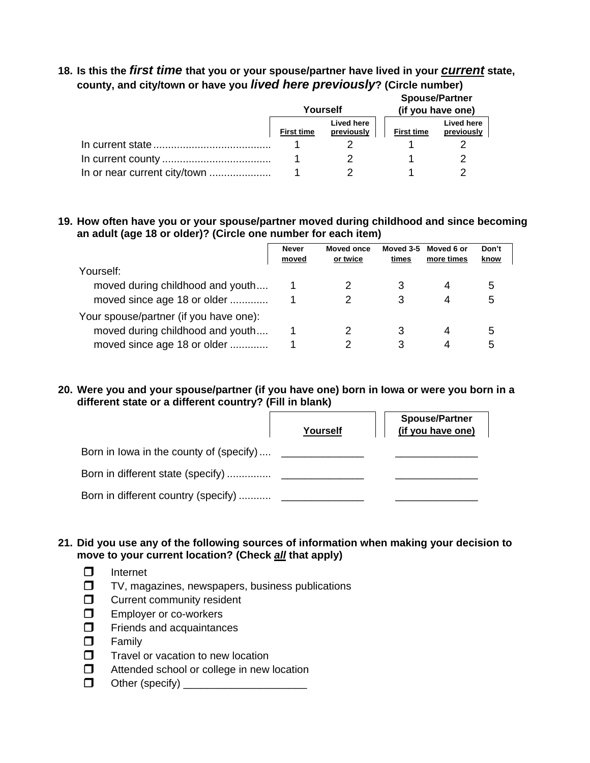**18. Is this the *first time* that you or your spouse/partner have lived in your *current* state, county, and city/town or have you *lived here previously*? (Circle number)**

| | Yourself | | Spouse/Partner (if you have one) | |
|---|---|---|---|---|
| | First time | Lived here previously | First time | Lived here previously |
| In current state | 1 | 2 | 1 | 2 |
| In current county | 1 | 2 | 1 | 2 |
| In or near current city/town | 1 | 2 | 1 | 2 |

**19. How often have you or your spouse/partner moved during childhood and since becoming an adult (age 18 or older)? (Circle one number for each item)**

| | Never moved | Moved once or twice | Moved 3-5 times | Moved 6 or more times | Don't know |
|---|---|---|---|---|---|
| Yourself: | | | | | |
| moved during childhood and youth | 1 | 2 | 3 | 4 | 5 |
| moved since age 18 or older | 1 | 2 | 3 | 4 | 5 |
| Your spouse/partner (if you have one): | | | | | |
| moved during childhood and youth | 1 | 2 | 3 | 4 | 5 |
| moved since age 18 or older | 1 | 2 | 3 | 4 | 5 |

**20. Were you and your spouse/partner (if you have one) born in Iowa or were you born in a different state or a different country? (Fill in blank)**

| | Yourself | Spouse/Partner (if you have one) |
|---|---|---|
| Born in Iowa in the county of (specify) | ______________ | ______________ |
| Born in different state (specify) | ______________ | ______________ |
| Born in different country (specify) | ______________ | ______________ |

**21. Did you use any of the following sources of information when making your decision to move to your current location? (Check *all* that apply)**

- ☐ Internet
- ☐ TV, magazines, newspapers, business publications
- ☐ Current community resident
- ☐ Employer or co-workers
- ☐ Friends and acquaintances
- ☐ Family
- ☐ Travel or vacation to new location
- ☐ Attended school or college in new location
- ☐ Other (specify) _____________________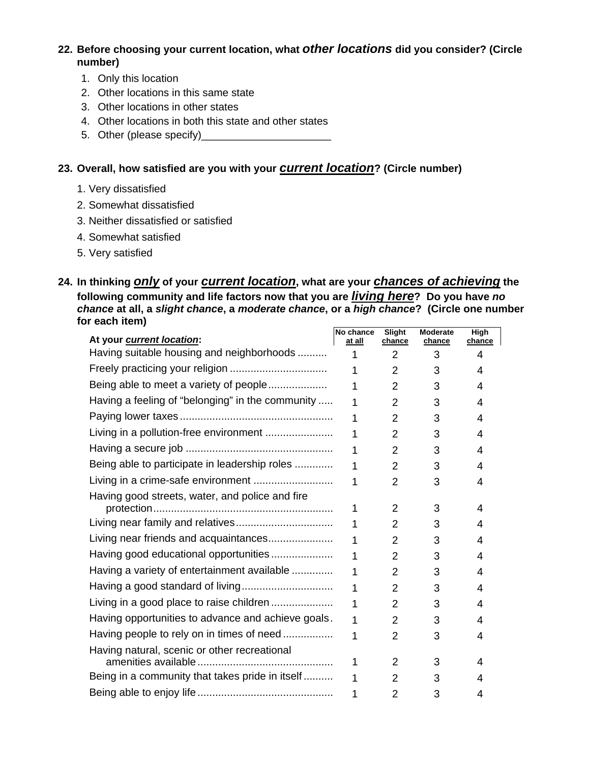**22. Before choosing your current location, what *other locations* did you consider? (Circle number)**

1. Only this location
2. Other locations in this same state
3. Other locations in other states
4. Other locations in both this state and other states
5. Other (please specify)______________________

**23. Overall, how satisfied are you with your *current location*? (Circle number)**

1. Very dissatisfied
2. Somewhat dissatisfied
3. Neither dissatisfied or satisfied
4. Somewhat satisfied
5. Very satisfied

**24. In thinking *only* of your *current location*, what are your *chances of achieving* the following community and life factors now that you are *living here*? Do you have *no chance* at all, a *slight chance*, a *moderate chance*, or a *high chance*? (Circle one number for each item)**

| At your ***current location***: | No chance at all | Slight chance | Moderate chance | High chance |
|---|---|---|---|---|
| Having suitable housing and neighborhoods | 1 | 2 | 3 | 4 |
| Freely practicing your religion | 1 | 2 | 3 | 4 |
| Being able to meet a variety of people | 1 | 2 | 3 | 4 |
| Having a feeling of "belonging" in the community | 1 | 2 | 3 | 4 |
| Paying lower taxes | 1 | 2 | 3 | 4 |
| Living in a pollution-free environment | 1 | 2 | 3 | 4 |
| Having a secure job | 1 | 2 | 3 | 4 |
| Being able to participate in leadership roles | 1 | 2 | 3 | 4 |
| Living in a crime-safe environment | 1 | 2 | 3 | 4 |
| Having good streets, water, and police and fire protection | 1 | 2 | 3 | 4 |
| Living near family and relatives | 1 | 2 | 3 | 4 |
| Living near friends and acquaintances | 1 | 2 | 3 | 4 |
| Having good educational opportunities | 1 | 2 | 3 | 4 |
| Having a variety of entertainment available | 1 | 2 | 3 | 4 |
| Having a good standard of living | 1 | 2 | 3 | 4 |
| Living in a good place to raise children | 1 | 2 | 3 | 4 |
| Having opportunities to advance and achieve goals | 1 | 2 | 3 | 4 |
| Having people to rely on in times of need | 1 | 2 | 3 | 4 |
| Having natural, scenic or other recreational amenities available | 1 | 2 | 3 | 4 |
| Being in a community that takes pride in itself | 1 | 2 | 3 | 4 |
| Being able to enjoy life | 1 | 2 | 3 | 4 |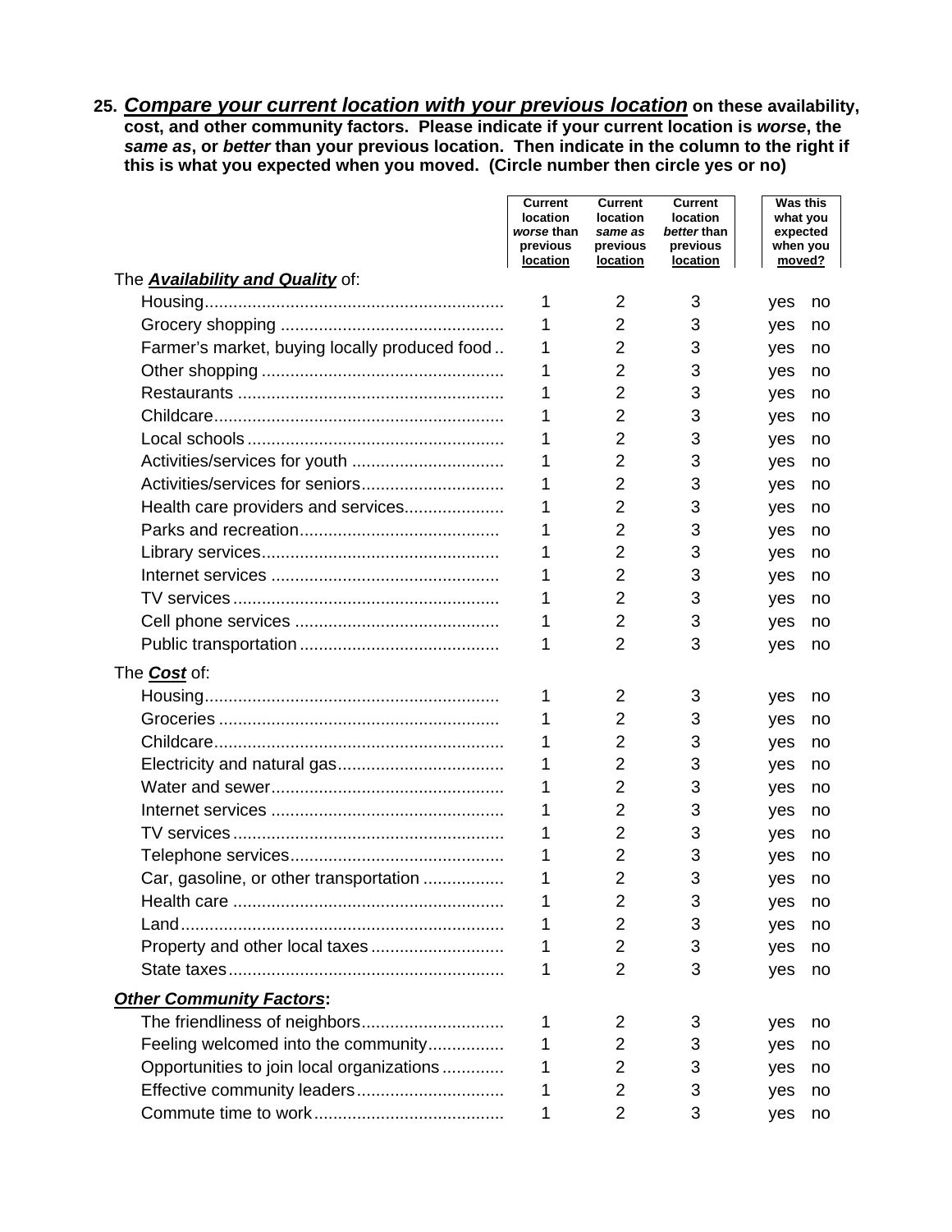**25. _Compare your current location with your previous location_ on these availability, cost, and other community factors. Please indicate if your current location is *worse*, the *same as*, or *better* than your previous location. Then indicate in the column to the right if this is what you expected when you moved. (Circle number then circle yes or no)**

| | Current location *worse* than previous location | Current location *same as* previous location | Current location *better* than previous location | Was this what you expected when you moved? |
|---|---|---|---|---|
| The ***Availability and Quality*** of: | | | | |
| Housing | 1 | 2 | 3 | yes no |
| Grocery shopping | 1 | 2 | 3 | yes no |
| Farmer's market, buying locally produced food | 1 | 2 | 3 | yes no |
| Other shopping | 1 | 2 | 3 | yes no |
| Restaurants | 1 | 2 | 3 | yes no |
| Childcare | 1 | 2 | 3 | yes no |
| Local schools | 1 | 2 | 3 | yes no |
| Activities/services for youth | 1 | 2 | 3 | yes no |
| Activities/services for seniors | 1 | 2 | 3 | yes no |
| Health care providers and services | 1 | 2 | 3 | yes no |
| Parks and recreation | 1 | 2 | 3 | yes no |
| Library services | 1 | 2 | 3 | yes no |
| Internet services | 1 | 2 | 3 | yes no |
| TV services | 1 | 2 | 3 | yes no |
| Cell phone services | 1 | 2 | 3 | yes no |
| Public transportation | 1 | 2 | 3 | yes no |
| The ***Cost*** of: | | | | |
| Housing | 1 | 2 | 3 | yes no |
| Groceries | 1 | 2 | 3 | yes no |
| Childcare | 1 | 2 | 3 | yes no |
| Electricity and natural gas | 1 | 2 | 3 | yes no |
| Water and sewer | 1 | 2 | 3 | yes no |
| Internet services | 1 | 2 | 3 | yes no |
| TV services | 1 | 2 | 3 | yes no |
| Telephone services | 1 | 2 | 3 | yes no |
| Car, gasoline, or other transportation | 1 | 2 | 3 | yes no |
| Health care | 1 | 2 | 3 | yes no |
| Land | 1 | 2 | 3 | yes no |
| Property and other local taxes | 1 | 2 | 3 | yes no |
| State taxes | 1 | 2 | 3 | yes no |
| ***Other Community Factors*:** | | | | |
| The friendliness of neighbors | 1 | 2 | 3 | yes no |
| Feeling welcomed into the community | 1 | 2 | 3 | yes no |
| Opportunities to join local organizations | 1 | 2 | 3 | yes no |
| Effective community leaders | 1 | 2 | 3 | yes no |
| Commute time to work | 1 | 2 | 3 | yes no |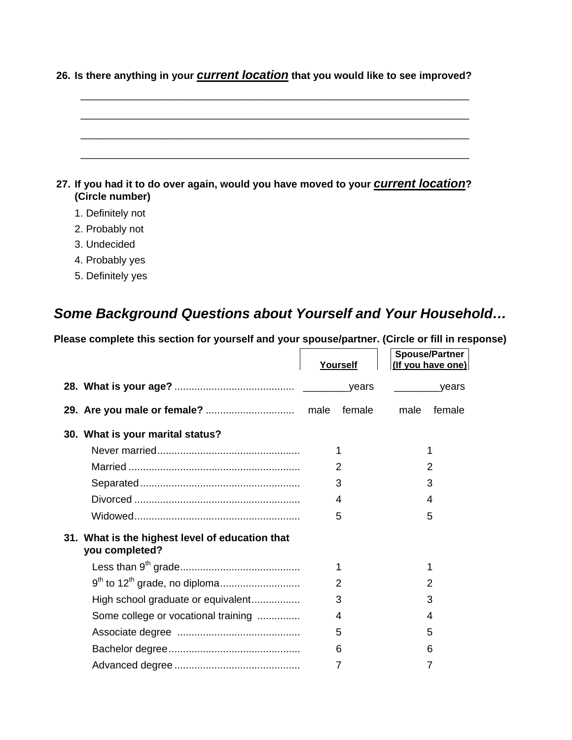**26. Is there anything in your *current location* that you would like to see improved?**

________________________________________________________________________

________________________________________________________________________

________________________________________________________________________

________________________________________________________________________

**27. If you had it to do over again, would you have moved to your *current location*? (Circle number)**

1. Definitely not
2. Probably not
3. Undecided
4. Probably yes
5. Definitely yes

## *Some Background Questions about Yourself and Your Household…*

**Please complete this section for yourself and your spouse/partner. (Circle or fill in response)**

| | Yourself | Spouse/Partner (If you have one) |
|---|---|---|
| **28. What is your age?** | ________years | ________years |
| **29. Are you male or female?** | male female | male female |
| **30. What is your marital status?** | | |
| Never married | 1 | 1 |
| Married | 2 | 2 |
| Separated | 3 | 3 |
| Divorced | 4 | 4 |
| Widowed | 5 | 5 |
| **31. What is the highest level of education that you completed?** | | |
| Less than 9th grade | 1 | 1 |
| 9th to 12th grade, no diploma | 2 | 2 |
| High school graduate or equivalent | 3 | 3 |
| Some college or vocational training | 4 | 4 |
| Associate degree | 5 | 5 |
| Bachelor degree | 6 | 6 |
| Advanced degree | 7 | 7 |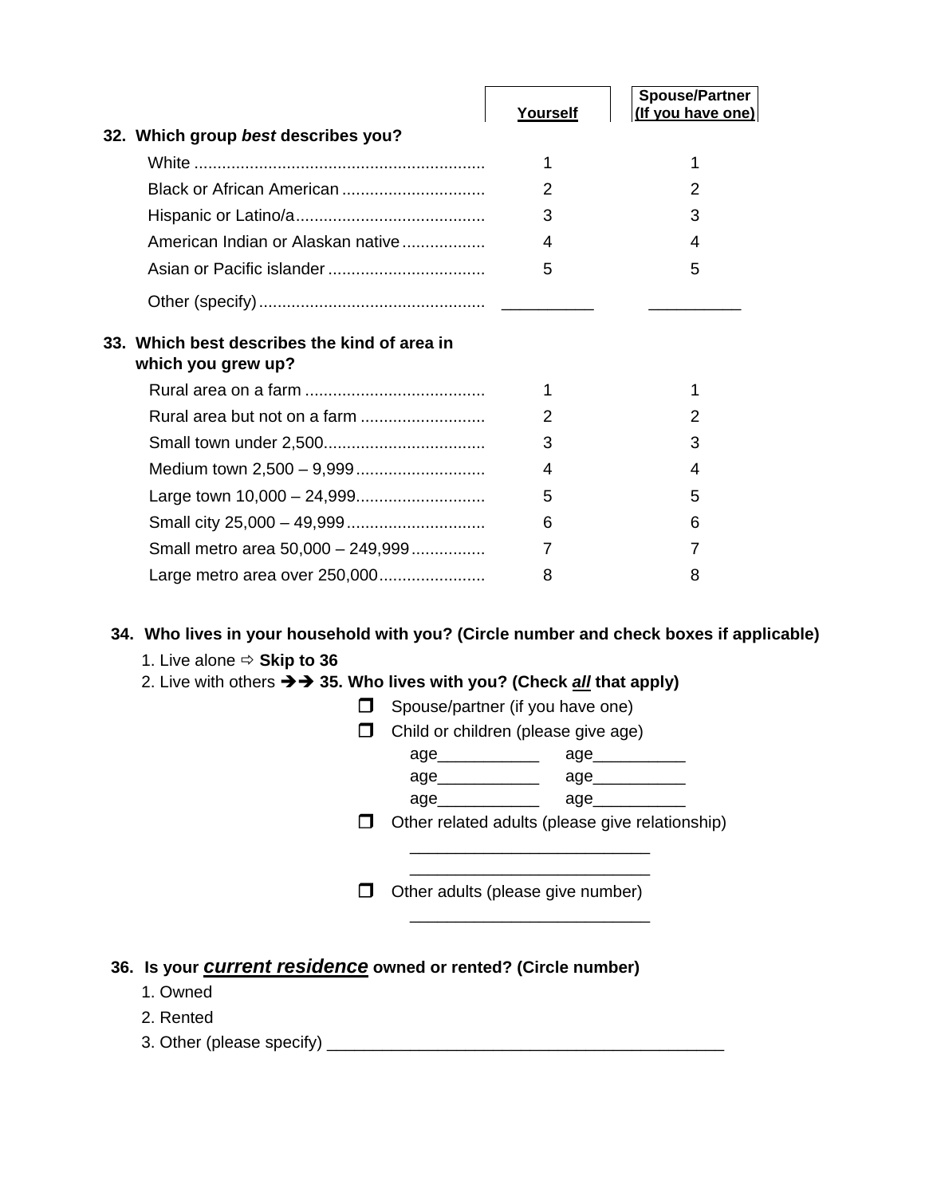| | Yourself | Spouse/Partner (If you have one) |
|---|---|---|
| **32. Which group *best* describes you?** | | |
| White | 1 | 1 |
| Black or African American | 2 | 2 |
| Hispanic or Latino/a | 3 | 3 |
| American Indian or Alaskan native | 4 | 4 |
| Asian or Pacific islander | 5 | 5 |
| Other (specify) | __________ | __________ |
| **33. Which best describes the kind of area in which you grew up?** | | |
| Rural area on a farm | 1 | 1 |
| Rural area but not on a farm | 2 | 2 |
| Small town under 2,500 | 3 | 3 |
| Medium town 2,500 – 9,999 | 4 | 4 |
| Large town 10,000 – 24,999 | 5 | 5 |
| Small city 25,000 – 49,999 | 6 | 6 |
| Small metro area 50,000 – 249,999 | 7 | 7 |
| Large metro area over 250,000 | 8 | 8 |

**34. Who lives in your household with you? (Circle number and check boxes if applicable)**

1. Live alone ⇨ **Skip to 36**
2. Live with others ➔➔ **35. Who lives with you? (Check *all* that apply)**

- ❒ Spouse/partner (if you have one)
- ❒ Child or children (please give age)
  - age___________ age__________
  - age___________ age__________
  - age___________ age__________
- ❒ Other related adults (please give relationship)
  - _________________________
  - _________________________
- ❒ Other adults (please give number)
  - _________________________

**36. Is your *current residence* owned or rented? (Circle number)**

1. Owned
2. Rented
3. Other (please specify) ___________________________________________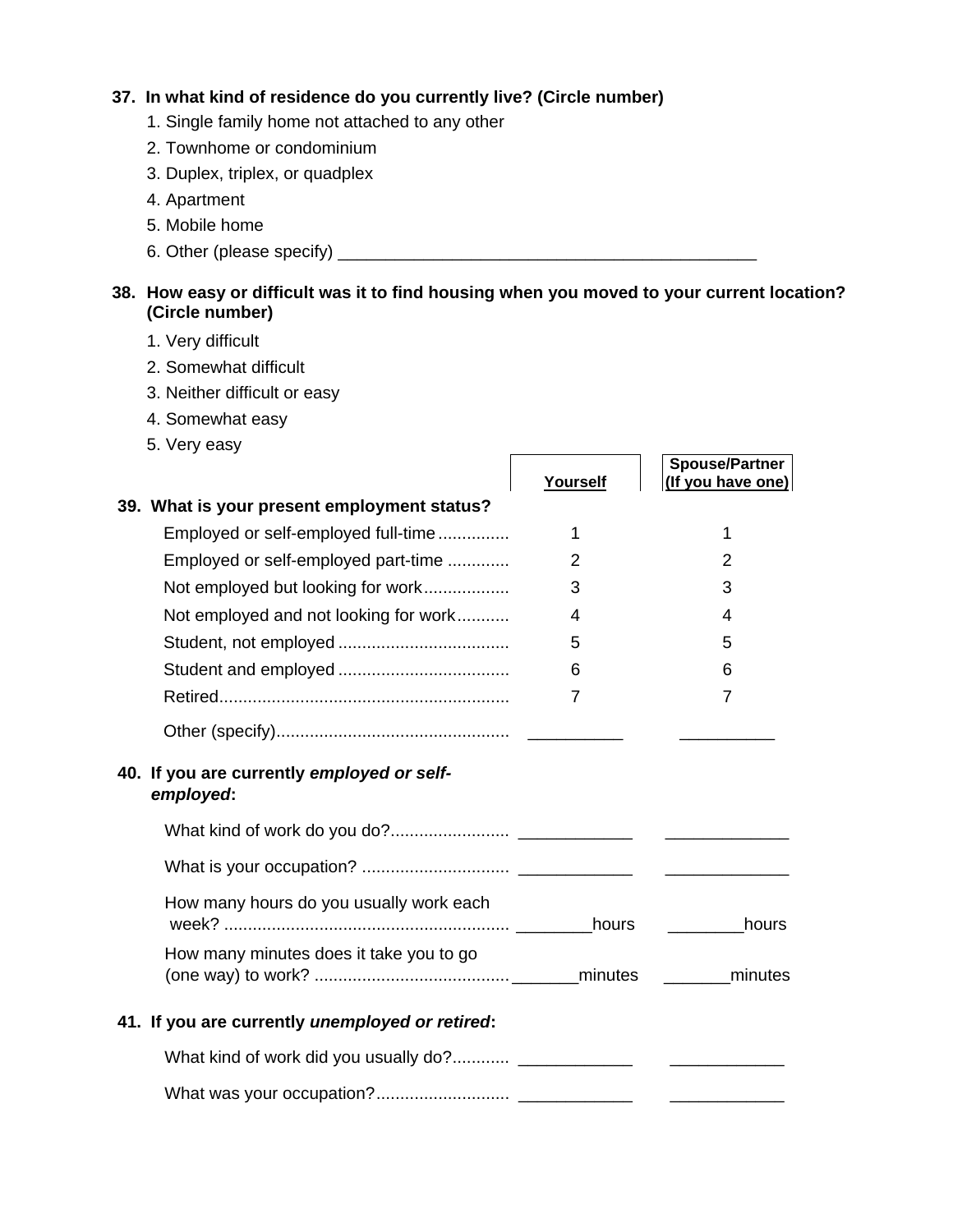**37. In what kind of residence do you currently live? (Circle number)**

1. Single family home not attached to any other
2. Townhome or condominium
3. Duplex, triplex, or quadplex
4. Apartment
5. Mobile home
6. Other (please specify) ___________________________________________

**38. How easy or difficult was it to find housing when you moved to your current location? (Circle number)**

1. Very difficult
2. Somewhat difficult
3. Neither difficult or easy
4. Somewhat easy
5. Very easy

| | Yourself | Spouse/Partner (If you have one) |
|---|---|---|
| **39. What is your present employment status?** | | |
| Employed or self-employed full-time .............. | 1 | 1 |
| Employed or self-employed part-time ............ | 2 | 2 |
| Not employed but looking for work................. | 3 | 3 |
| Not employed and not looking for work........... | 4 | 4 |
| Student, not employed .................................... | 5 | 5 |
| Student and employed .................................... | 6 | 6 |
| Retired............................................................. | 7 | 7 |
| Other (specify)................................................. | __________ | __________ |
| **40. If you are currently *employed or self-employed*:** | | |
| What kind of work do you do?......................... | ____________ | _____________ |
| What is your occupation? ............................... | ____________ | _____________ |
| How many hours do you usually work each week? ........................................................... | ________hours | ________hours |
| How many minutes does it take you to go (one way) to work? ......................................... | _______minutes | _______minutes |
| **41. If you are currently *unemployed or retired*:** | | |
| What kind of work did you usually do?............ | ____________ | ____________ |
| What was your occupation?............................ | ____________ | ____________ |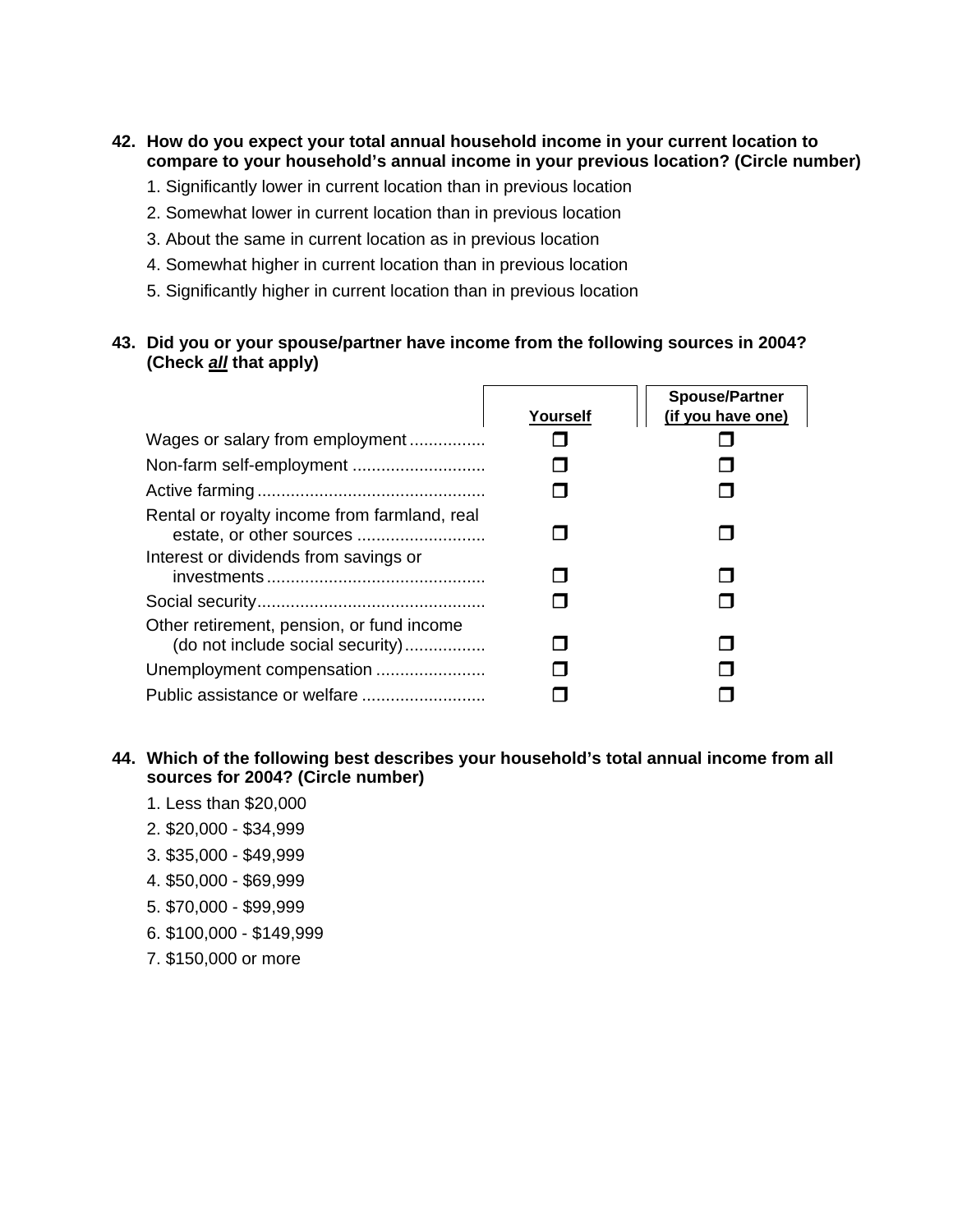**42. How do you expect your total annual household income in your current location to compare to your household's annual income in your previous location? (Circle number)**

1. Significantly lower in current location than in previous location
2. Somewhat lower in current location than in previous location
3. About the same in current location as in previous location
4. Somewhat higher in current location than in previous location
5. Significantly higher in current location than in previous location

**43. Did you or your spouse/partner have income from the following sources in 2004? (Check *all* that apply)**

| | Yourself | Spouse/Partner (if you have one) |
|---|---|---|
| Wages or salary from employment | ❐ | ❐ |
| Non-farm self-employment | ❐ | ❐ |
| Active farming | ❐ | ❐ |
| Rental or royalty income from farmland, real estate, or other sources | ❐ | ❐ |
| Interest or dividends from savings or investments | ❐ | ❐ |
| Social security | ❐ | ❐ |
| Other retirement, pension, or fund income (do not include social security) | ❐ | ❐ |
| Unemployment compensation | ❐ | ❐ |
| Public assistance or welfare | ❐ | ❐ |

**44. Which of the following best describes your household's total annual income from all sources for 2004? (Circle number)**

1. Less than $20,000
2. $20,000 - $34,999
3. $35,000 - $49,999
4. $50,000 - $69,999
5. $70,000 - $99,999
6. $100,000 - $149,999
7. $150,000 or more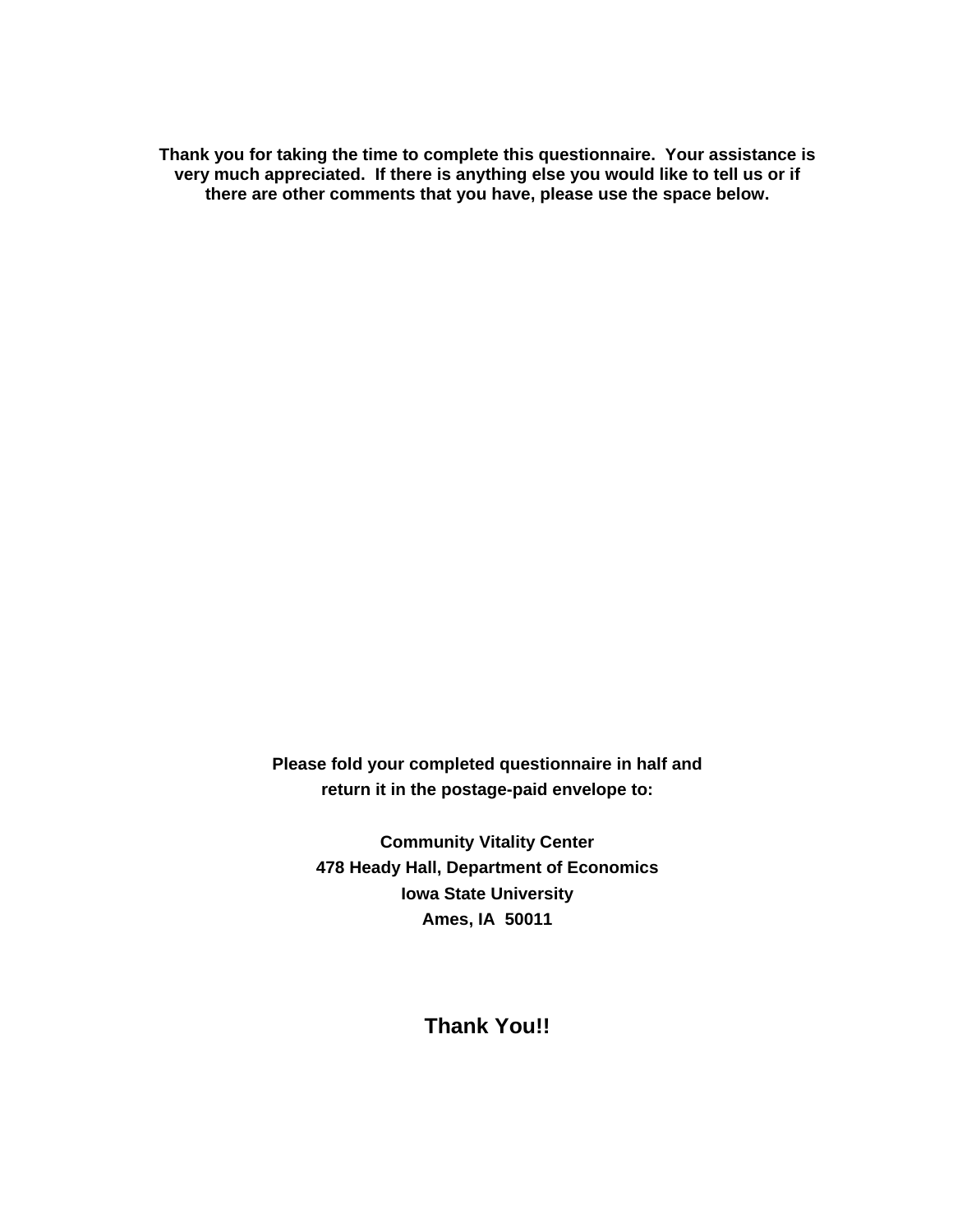**Thank you for taking the time to complete this questionnaire. Your assistance is very much appreciated. If there is anything else you would like to tell us or if there are other comments that you have, please use the space below.**

**Please fold your completed questionnaire in half and return it in the postage-paid envelope to:**

**Community Vitality Center**
**478 Heady Hall, Department of Economics**
**Iowa State University**
**Ames, IA 50011**

## Thank You!!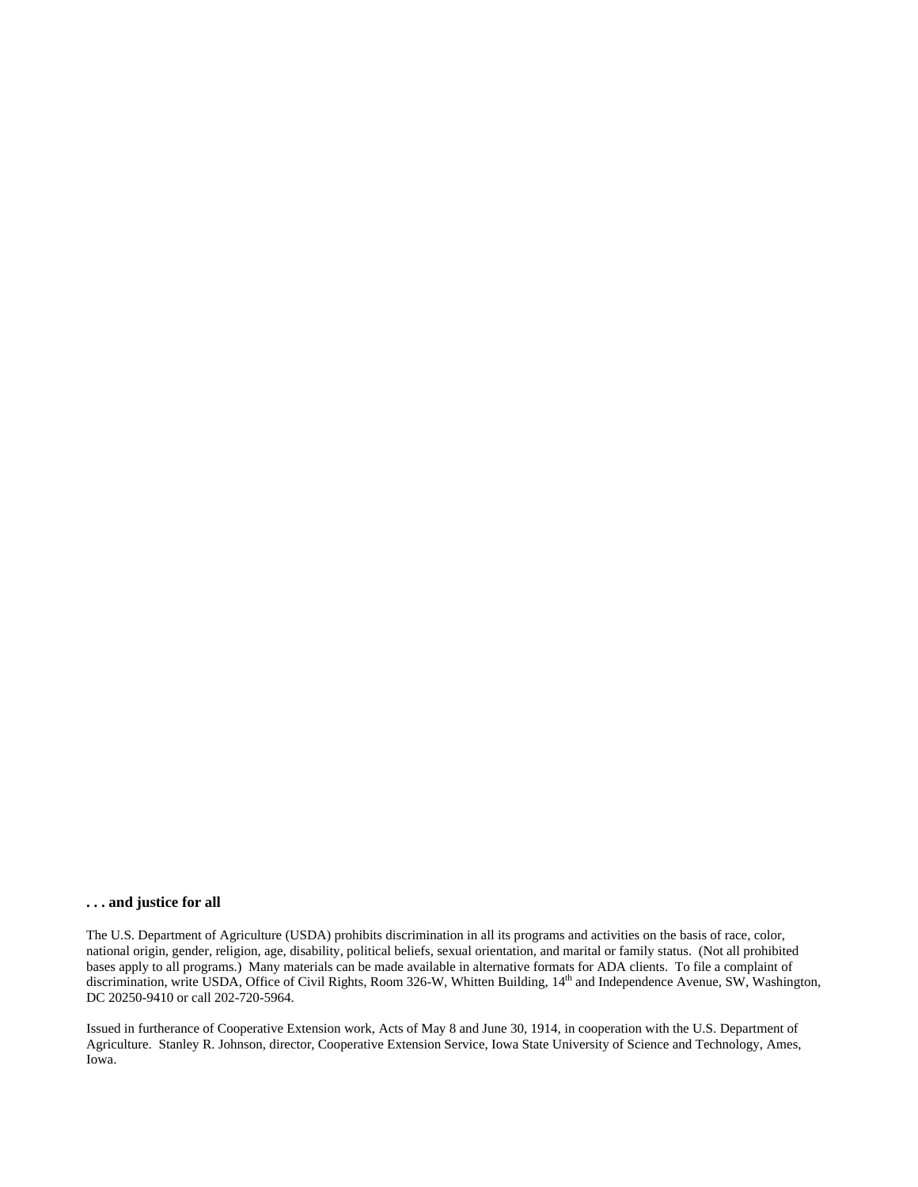**. . . and justice for all**

The U.S. Department of Agriculture (USDA) prohibits discrimination in all its programs and activities on the basis of race, color, national origin, gender, religion, age, disability, political beliefs, sexual orientation, and marital or family status. (Not all prohibited bases apply to all programs.) Many materials can be made available in alternative formats for ADA clients. To file a complaint of discrimination, write USDA, Office of Civil Rights, Room 326-W, Whitten Building, 14th and Independence Avenue, SW, Washington, DC 20250-9410 or call 202-720-5964.

Issued in furtherance of Cooperative Extension work, Acts of May 8 and June 30, 1914, in cooperation with the U.S. Department of Agriculture. Stanley R. Johnson, director, Cooperative Extension Service, Iowa State University of Science and Technology, Ames, Iowa.